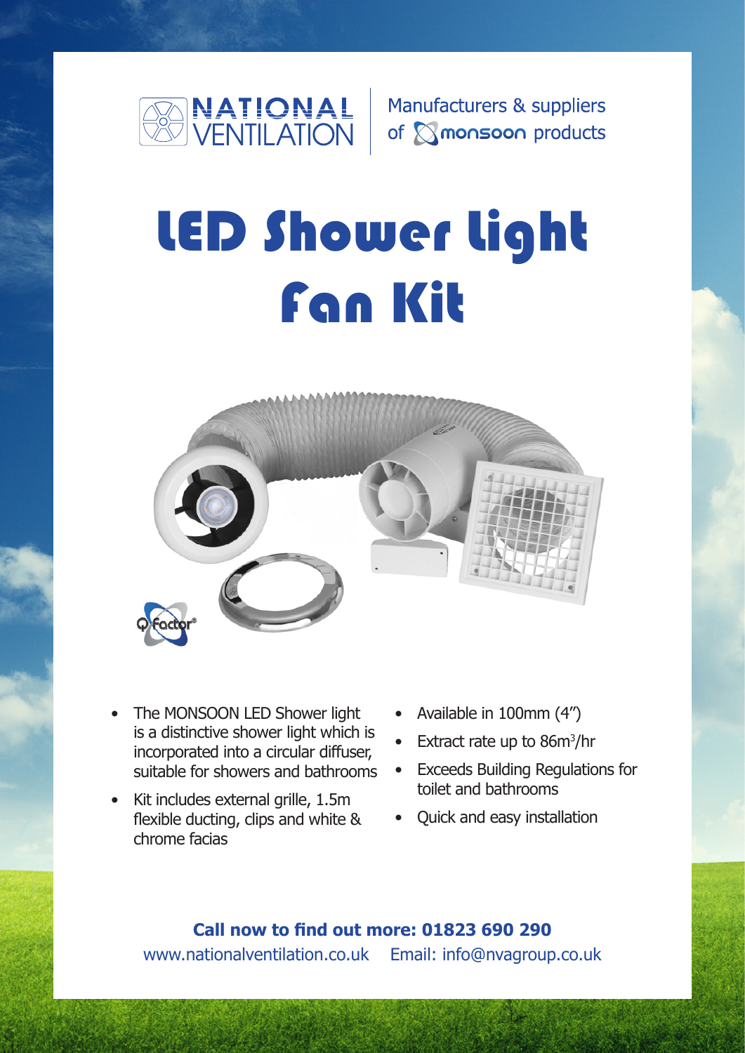NATIONAL VENTILATION

Manufacturers & suppliers of monsoon products

# LED Shower Light Fan Kit

Q-Factor®

- The MONSOON LED Shower light is a distinctive shower light which is incorporated into a circular diffuser, suitable for showers and bathrooms
- Kit includes external grille, 1.5m flexible ducting, clips and white & chrome facias
- Available in 100mm (4")
- Extract rate up to 86m$^3$/hr
- Exceeds Building Regulations for toilet and bathrooms
- Quick and easy installation

**Call now to find out more: 01823 690 290**

www.nationalventilation.co.uk Email: info@nvagroup.co.uk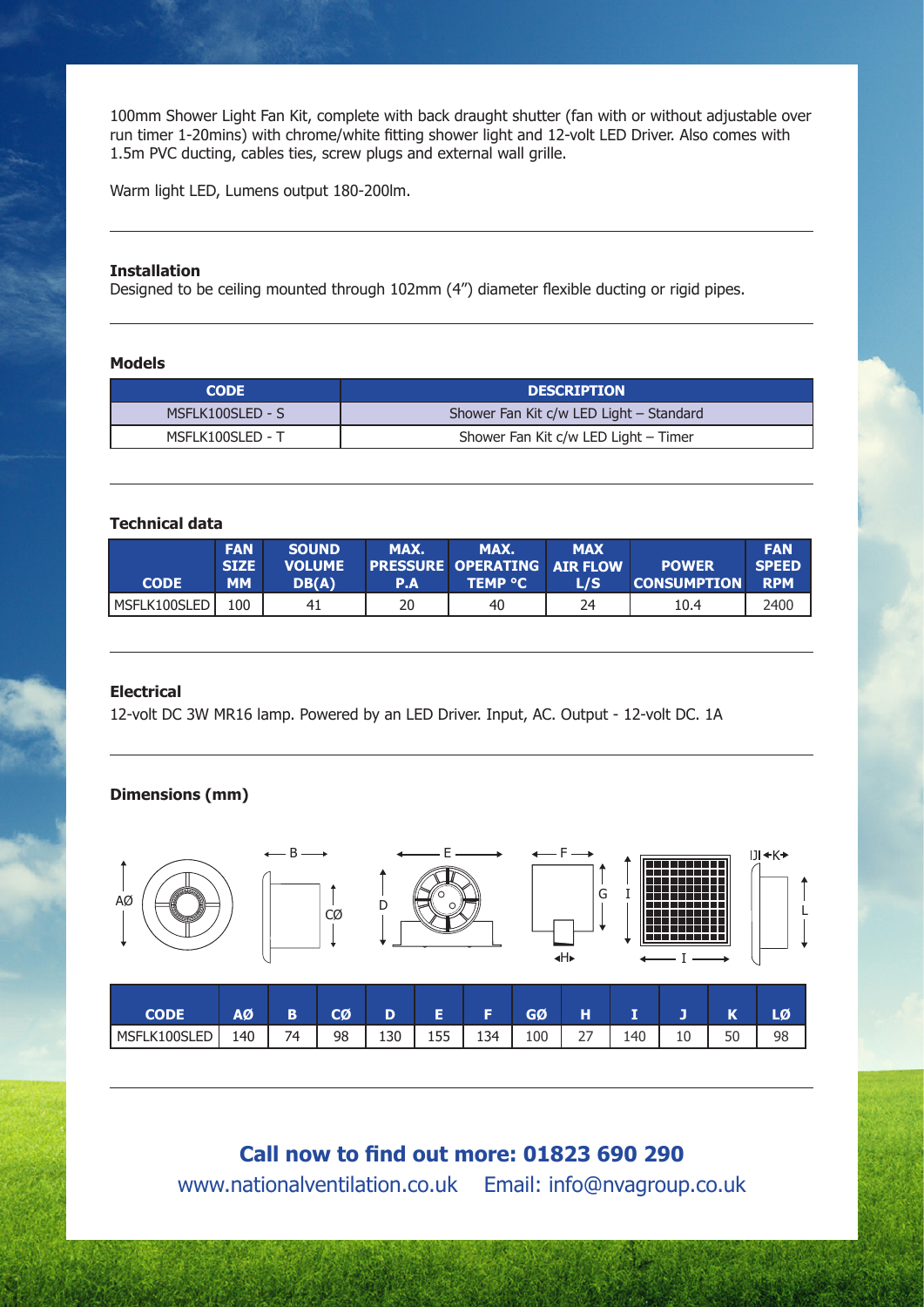100mm Shower Light Fan Kit, complete with back draught shutter (fan with or without adjustable over run timer 1-20mins) with chrome/white fitting shower light and 12-volt LED Driver. Also comes with 1.5m PVC ducting, cables ties, screw plugs and external wall grille.

Warm light LED, Lumens output 180-200lm.

---

**Installation**

Designed to be ceiling mounted through 102mm (4") diameter flexible ducting or rigid pipes.

---

**Models**

| CODE | DESCRIPTION |
|---|---|
| MSFLK100SLED - S | Shower Fan Kit c/w LED Light – Standard |
| MSFLK100SLED - T | Shower Fan Kit c/w LED Light – Timer |

---

**Technical data**

| CODE | FAN SIZE MM | SOUND VOLUME DB(A) | MAX. PRESSURE P.A | MAX. OPERATING TEMP °C | MAX AIR FLOW L/S | POWER CONSUMPTION | FAN SPEED RPM |
|---|---|---|---|---|---|---|---|
| MSFLK100SLED | 100 | 41 | 20 | 40 | 24 | 10.4 | 2400 |

---

**Electrical**

12-volt DC 3W MR16 lamp. Powered by an LED Driver. Input, AC. Output - 12-volt DC. 1A

---

**Dimensions (mm)**

AØ B CØ D E F G H I J K L

| CODE | AØ | B | CØ | D | E | F | GØ | H | I | J | K | LØ |
|---|---|---|---|---|---|---|---|---|---|---|---|---|
| MSFLK100SLED | 140 | 74 | 98 | 130 | 155 | 134 | 100 | 27 | 140 | 10 | 50 | 98 |

---

**Call now to find out more: 01823 690 290**

www.nationalventilation.co.uk Email: info@nvagroup.co.uk